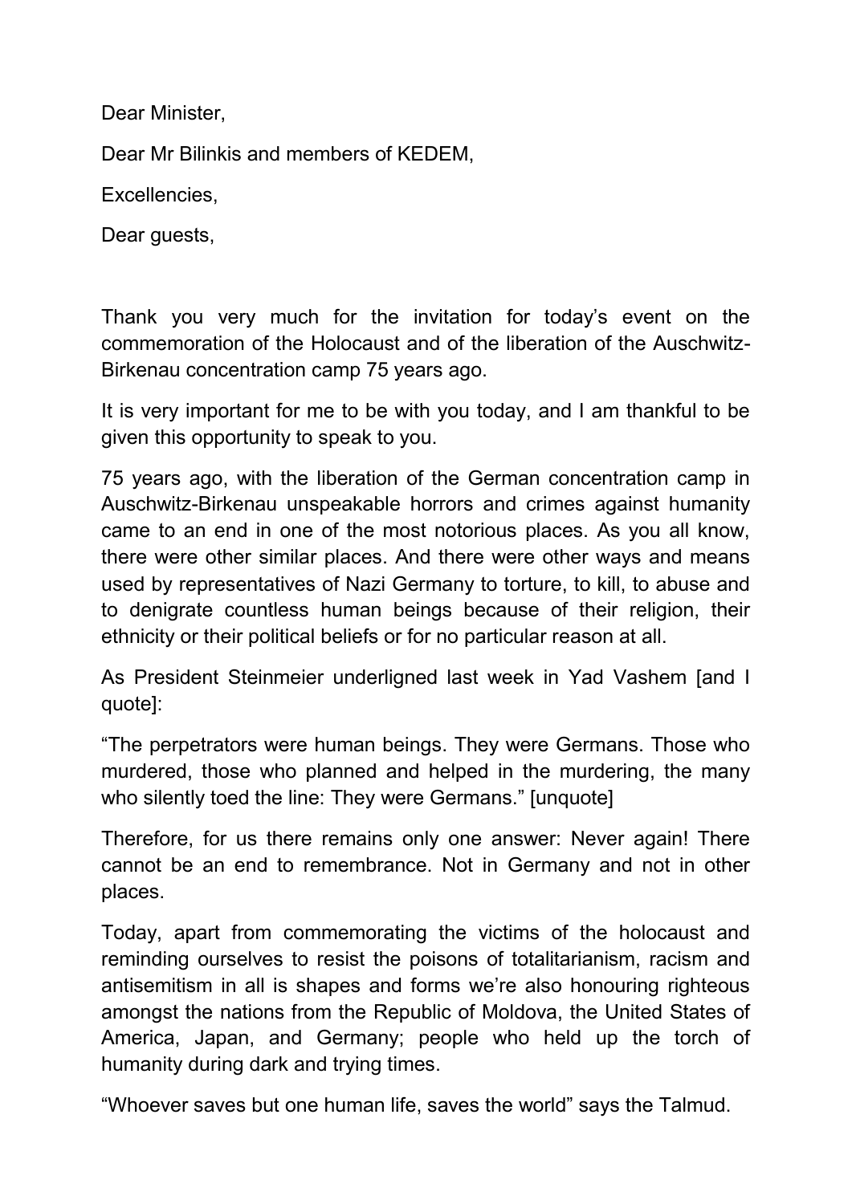Dear Minister,

Dear Mr Bilinkis and members of KEDEM,

Excellencies,

Dear guests,

Thank you very much for the invitation for today's event on the commemoration of the Holocaust and of the liberation of the Auschwitz-Birkenau concentration camp 75 years ago.

It is very important for me to be with you today, and I am thankful to be given this opportunity to speak to you.

75 years ago, with the liberation of the German concentration camp in Auschwitz-Birkenau unspeakable horrors and crimes against humanity came to an end in one of the most notorious places. As you all know, there were other similar places. And there were other ways and means used by representatives of Nazi Germany to torture, to kill, to abuse and to denigrate countless human beings because of their religion, their ethnicity or their political beliefs or for no particular reason at all.

As President Steinmeier underligned last week in Yad Vashem [and I quote]:

"The perpetrators were human beings. They were Germans. Those who murdered, those who planned and helped in the murdering, the many who silently toed the line: They were Germans." [unquote]

Therefore, for us there remains only one answer: Never again! There cannot be an end to remembrance. Not in Germany and not in other places.

Today, apart from commemorating the victims of the holocaust and reminding ourselves to resist the poisons of totalitarianism, racism and antisemitism in all is shapes and forms we're also honouring righteous amongst the nations from the Republic of Moldova, the United States of America, Japan, and Germany; people who held up the torch of humanity during dark and trying times.

"Whoever saves but one human life, saves the world" says the Talmud.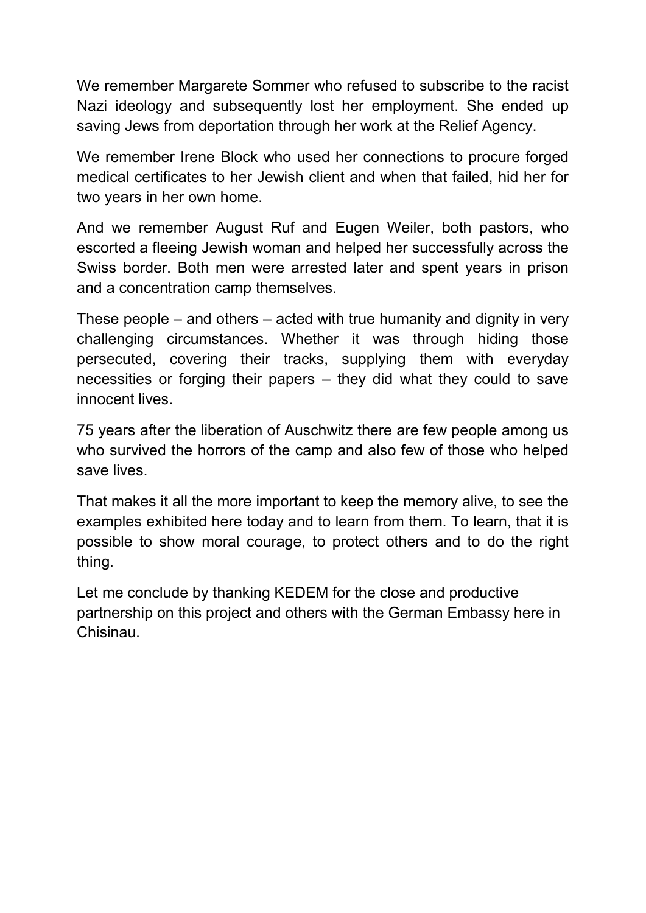We remember Margarete Sommer who refused to subscribe to the racist Nazi ideology and subsequently lost her employment. She ended up saving Jews from deportation through her work at the Relief Agency.

We remember Irene Block who used her connections to procure forged medical certificates to her Jewish client and when that failed, hid her for two years in her own home.

And we remember August Ruf and Eugen Weiler, both pastors, who escorted a fleeing Jewish woman and helped her successfully across the Swiss border. Both men were arrested later and spent years in prison and a concentration camp themselves.

These people – and others – acted with true humanity and dignity in very challenging circumstances. Whether it was through hiding those persecuted, covering their tracks, supplying them with everyday necessities or forging their papers – they did what they could to save innocent lives.

75 years after the liberation of Auschwitz there are few people among us who survived the horrors of the camp and also few of those who helped save lives.

That makes it all the more important to keep the memory alive, to see the examples exhibited here today and to learn from them. To learn, that it is possible to show moral courage, to protect others and to do the right thing.

Let me conclude by thanking KEDEM for the close and productive partnership on this project and others with the German Embassy here in Chisinau.